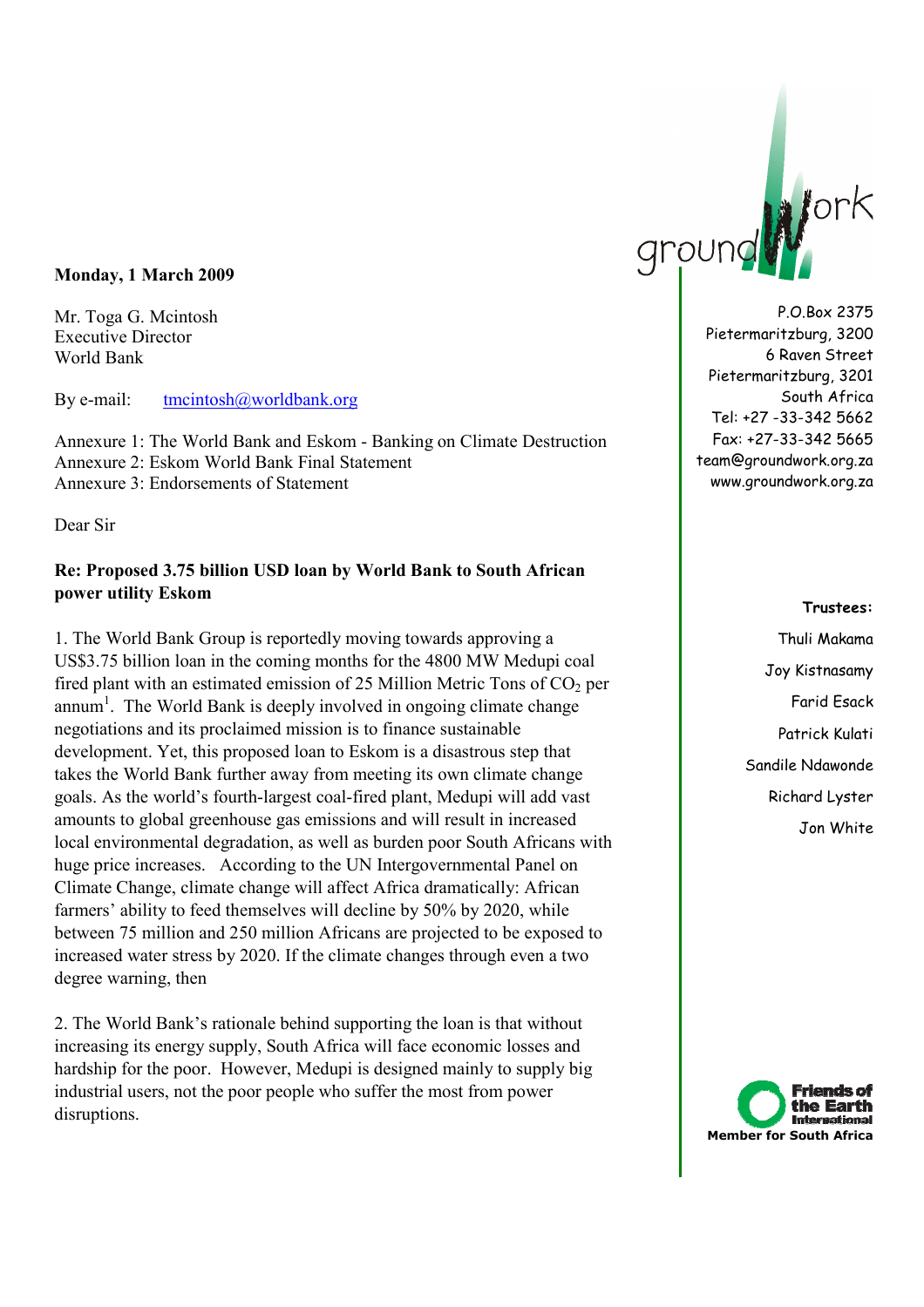groundWork

P.O.Box 2375
Pietermaritzburg, 3200
6 Raven Street
Pietermaritzburg, 3201
South Africa
Tel: +27 -33-342 5662
Fax: +27-33-342 5665
team@groundwork.org.za
www.groundwork.org.za

**Trustees:**

Thuli Makama
Joy Kistnasamy
Farid Esack
Patrick Kulati
Sandile Ndawonde
Richard Lyster
Jon White

Friends of the Earth International
Member for South Africa

**Monday, 1 March 2009**

Mr. Toga G. Mcintosh
Executive Director
World Bank

By e-mail: tmcintosh@worldbank.org

Annexure 1: The World Bank and Eskom - Banking on Climate Destruction
Annexure 2: Eskom World Bank Final Statement
Annexure 3: Endorsements of Statement

Dear Sir

**Re: Proposed 3.75 billion USD loan by World Bank to South African power utility Eskom**

1. The World Bank Group is reportedly moving towards approving a US$3.75 billion loan in the coming months for the 4800 MW Medupi coal fired plant with an estimated emission of 25 Million Metric Tons of $CO_2$ per annum[1]. The World Bank is deeply involved in ongoing climate change negotiations and its proclaimed mission is to finance sustainable development. Yet, this proposed loan to Eskom is a disastrous step that takes the World Bank further away from meeting its own climate change goals. As the world's fourth-largest coal-fired plant, Medupi will add vast amounts to global greenhouse gas emissions and will result in increased local environmental degradation, as well as burden poor South Africans with huge price increases. According to the UN Intergovernmental Panel on Climate Change, climate change will affect Africa dramatically: African farmers' ability to feed themselves will decline by 50% by 2020, while between 75 million and 250 million Africans are projected to be exposed to increased water stress by 2020. If the climate changes through even a two degree warning, then

2. The World Bank's rationale behind supporting the loan is that without increasing its energy supply, South Africa will face economic losses and hardship for the poor. However, Medupi is designed mainly to supply big industrial users, not the poor people who suffer the most from power disruptions.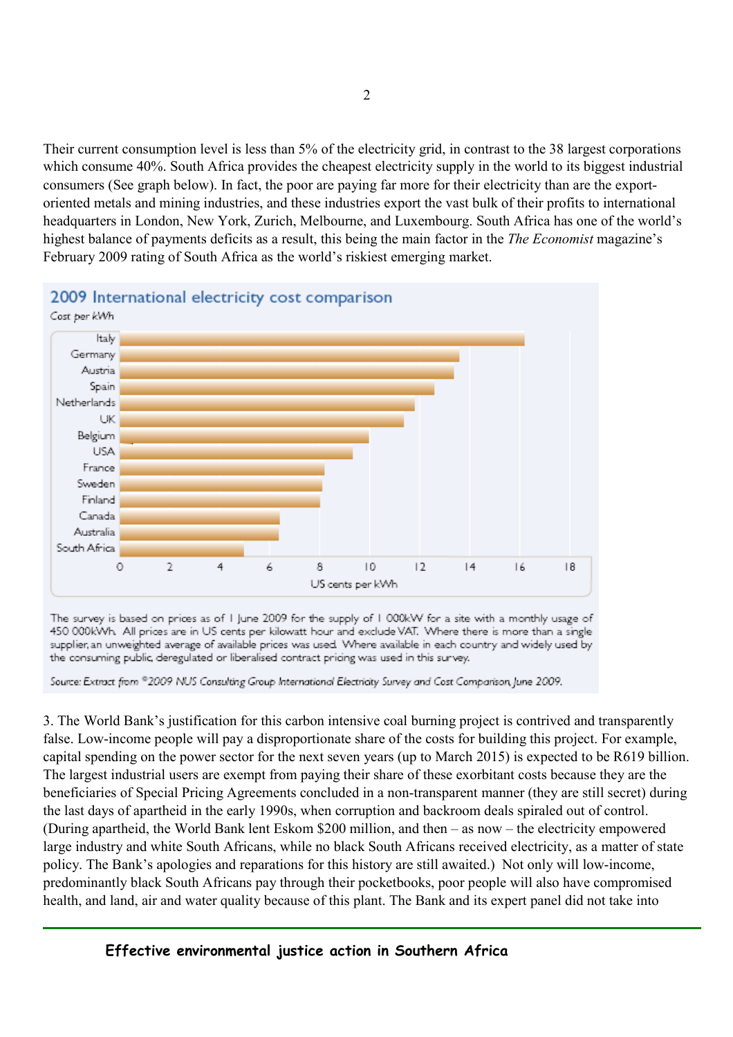Their current consumption level is less than 5% of the electricity grid, in contrast to the 38 largest corporations which consume 40%. South Africa provides the cheapest electricity supply in the world to its biggest industrial consumers (See graph below). In fact, the poor are paying far more for their electricity than are the export-oriented metals and mining industries, and these industries export the vast bulk of their profits to international headquarters in London, New York, Zurich, Melbourne, and Luxembourg. South Africa has one of the world's highest balance of payments deficits as a result, this being the main factor in the *The Economist* magazine's February 2009 rating of South Africa as the world's riskiest emerging market.

**2009 International electricity cost comparison**

*Cost per kWh*

Italy, Germany, Austria, Spain, Netherlands, UK, Belgium, USA, France, Sweden, Finland, Canada, Australia, South Africa

US cents per kWh: 0, 2, 4, 6, 8, 10, 12, 14, 16, 18

The survey is based on prices as of 1 June 2009 for the supply of 1 000kW for a site with a monthly usage of 450 000kWh. All prices are in US cents per kilowatt hour and exclude VAT. Where there is more than a single supplier, an unweighted average of available prices was used. Where available in each country and widely used by the consuming public, deregulated or liberalised contract pricing was used in this survey.

*Source: Extract from ©2009 NUS Consulting Group International Electricity Survey and Cost Comparison, June 2009.*

3. The World Bank's justification for this carbon intensive coal burning project is contrived and transparently false. Low-income people will pay a disproportionate share of the costs for building this project. For example, capital spending on the power sector for the next seven years (up to March 2015) is expected to be R619 billion. The largest industrial users are exempt from paying their share of these exorbitant costs because they are the beneficiaries of Special Pricing Agreements concluded in a non-transparent manner (they are still secret) during the last days of apartheid in the early 1990s, when corruption and backroom deals spiraled out of control. (During apartheid, the World Bank lent Eskom $200 million, and then – as now – the electricity empowered large industry and white South Africans, while no black South Africans received electricity, as a matter of state policy. The Bank's apologies and reparations for this history are still awaited.) Not only will low-income, predominantly black South Africans pay through their pocketbooks, poor people will also have compromised health, and land, air and water quality because of this plant. The Bank and its expert panel did not take into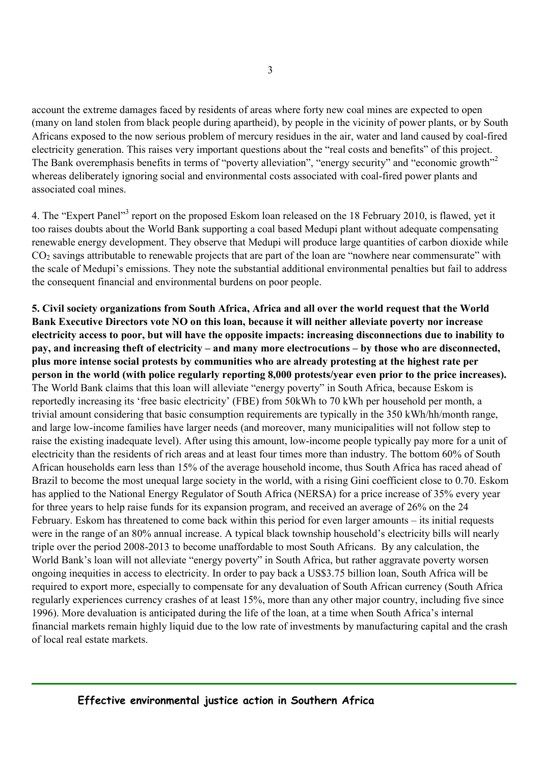account the extreme damages faced by residents of areas where forty new coal mines are expected to open (many on land stolen from black people during apartheid), by people in the vicinity of power plants, or by South Africans exposed to the now serious problem of mercury residues in the air, water and land caused by coal-fired electricity generation. This raises very important questions about the "real costs and benefits" of this project. The Bank overemphasis benefits in terms of "poverty alleviation", "energy security" and "economic growth"[2] whereas deliberately ignoring social and environmental costs associated with coal-fired power plants and associated coal mines.

4. The "Expert Panel"[3] report on the proposed Eskom loan released on the 18 February 2010, is flawed, yet it too raises doubts about the World Bank supporting a coal based Medupi plant without adequate compensating renewable energy development. They observe that Medupi will produce large quantities of carbon dioxide while $CO_2$ savings attributable to renewable projects that are part of the loan are "nowhere near commensurate" with the scale of Medupi's emissions. They note the substantial additional environmental penalties but fail to address the consequent financial and environmental burdens on poor people.

**5. Civil society organizations from South Africa, Africa and all over the world request that the World Bank Executive Directors vote NO on this loan, because it will neither alleviate poverty nor increase electricity access to poor, but will have the opposite impacts: increasing disconnections due to inability to pay, and increasing theft of electricity – and many more electrocutions – by those who are disconnected, plus more intense social protests by communities who are already protesting at the highest rate per person in the world (with police regularly reporting 8,000 protests/year even prior to the price increases).** The World Bank claims that this loan will alleviate "energy poverty" in South Africa, because Eskom is reportedly increasing its 'free basic electricity' (FBE) from 50kWh to 70 kWh per household per month, a trivial amount considering that basic consumption requirements are typically in the 350 kWh/hh/month range, and large low-income families have larger needs (and moreover, many municipalities will not follow step to raise the existing inadequate level). After using this amount, low-income people typically pay more for a unit of electricity than the residents of rich areas and at least four times more than industry. The bottom 60% of South African households earn less than 15% of the average household income, thus South Africa has raced ahead of Brazil to become the most unequal large society in the world, with a rising Gini coefficient close to 0.70. Eskom has applied to the National Energy Regulator of South Africa (NERSA) for a price increase of 35% every year for three years to help raise funds for its expansion program, and received an average of 26% on the 24 February. Eskom has threatened to come back within this period for even larger amounts – its initial requests were in the range of an 80% annual increase. A typical black township household's electricity bills will nearly triple over the period 2008-2013 to become unaffordable to most South Africans. By any calculation, the World Bank's loan will not alleviate "energy poverty" in South Africa, but rather aggravate poverty worsen ongoing inequities in access to electricity. In order to pay back a US$3.75 billion loan, South Africa will be required to export more, especially to compensate for any devaluation of South African currency (South Africa regularly experiences currency crashes of at least 15%, more than any other major country, including five since 1996). More devaluation is anticipated during the life of the loan, at a time when South Africa's internal financial markets remain highly liquid due to the low rate of investments by manufacturing capital and the crash of local real estate markets.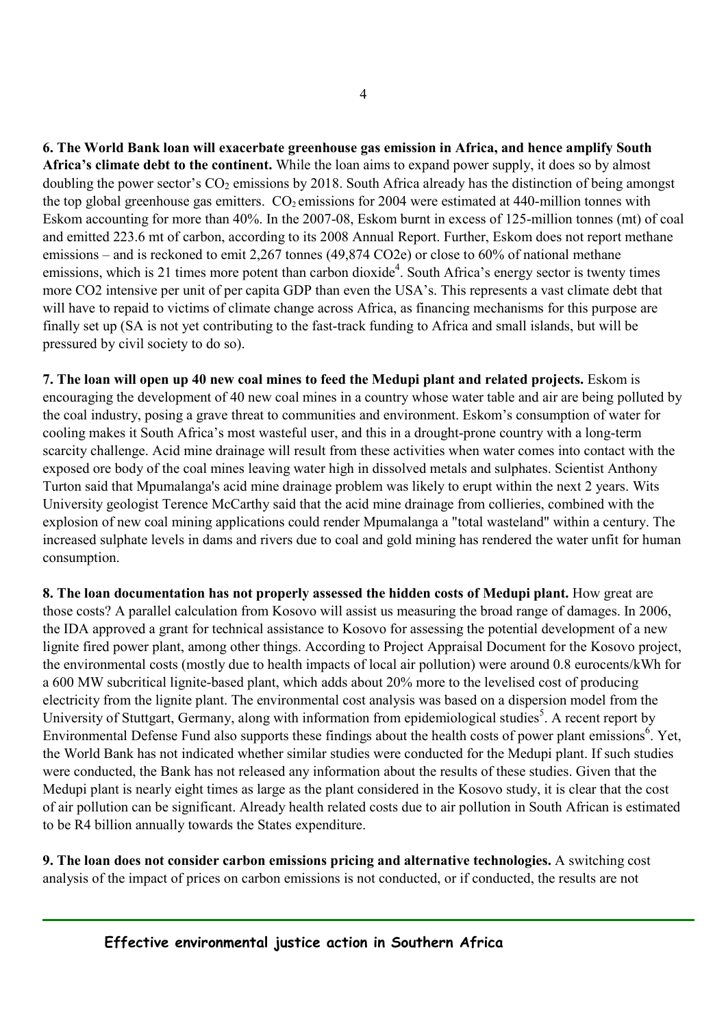**6. The World Bank loan will exacerbate greenhouse gas emission in Africa, and hence amplify South Africa's climate debt to the continent.** While the loan aims to expand power supply, it does so by almost doubling the power sector's $CO_2$ emissions by 2018. South Africa already has the distinction of being amongst the top global greenhouse gas emitters. $CO_2$ emissions for 2004 were estimated at 440-million tonnes with Eskom accounting for more than 40%. In the 2007-08, Eskom burnt in excess of 125-million tonnes (mt) of coal and emitted 223.6 mt of carbon, according to its 2008 Annual Report. Further, Eskom does not report methane emissions – and is reckoned to emit 2,267 tonnes (49,874 CO2e) or close to 60% of national methane emissions, which is 21 times more potent than carbon dioxide[4]. South Africa's energy sector is twenty times more CO2 intensive per unit of per capita GDP than even the USA's. This represents a vast climate debt that will have to repaid to victims of climate change across Africa, as financing mechanisms for this purpose are finally set up (SA is not yet contributing to the fast-track funding to Africa and small islands, but will be pressured by civil society to do so).

**7. The loan will open up 40 new coal mines to feed the Medupi plant and related projects.** Eskom is encouraging the development of 40 new coal mines in a country whose water table and air are being polluted by the coal industry, posing a grave threat to communities and environment. Eskom's consumption of water for cooling makes it South Africa's most wasteful user, and this in a drought-prone country with a long-term scarcity challenge. Acid mine drainage will result from these activities when water comes into contact with the exposed ore body of the coal mines leaving water high in dissolved metals and sulphates. Scientist Anthony Turton said that Mpumalanga's acid mine drainage problem was likely to erupt within the next 2 years. Wits University geologist Terence McCarthy said that the acid mine drainage from collieries, combined with the explosion of new coal mining applications could render Mpumalanga a "total wasteland" within a century. The increased sulphate levels in dams and rivers due to coal and gold mining has rendered the water unfit for human consumption.

**8. The loan documentation has not properly assessed the hidden costs of Medupi plant.** How great are those costs? A parallel calculation from Kosovo will assist us measuring the broad range of damages. In 2006, the IDA approved a grant for technical assistance to Kosovo for assessing the potential development of a new lignite fired power plant, among other things. According to Project Appraisal Document for the Kosovo project, the environmental costs (mostly due to health impacts of local air pollution) were around 0.8 eurocents/kWh for a 600 MW subcritical lignite-based plant, which adds about 20% more to the levelised cost of producing electricity from the lignite plant. The environmental cost analysis was based on a dispersion model from the University of Stuttgart, Germany, along with information from epidemiological studies[5]. A recent report by Environmental Defense Fund also supports these findings about the health costs of power plant emissions[6]. Yet, the World Bank has not indicated whether similar studies were conducted for the Medupi plant. If such studies were conducted, the Bank has not released any information about the results of these studies. Given that the Medupi plant is nearly eight times as large as the plant considered in the Kosovo study, it is clear that the cost of air pollution can be significant. Already health related costs due to air pollution in South African is estimated to be R4 billion annually towards the States expenditure.

**9. The loan does not consider carbon emissions pricing and alternative technologies.** A switching cost analysis of the impact of prices on carbon emissions is not conducted, or if conducted, the results are not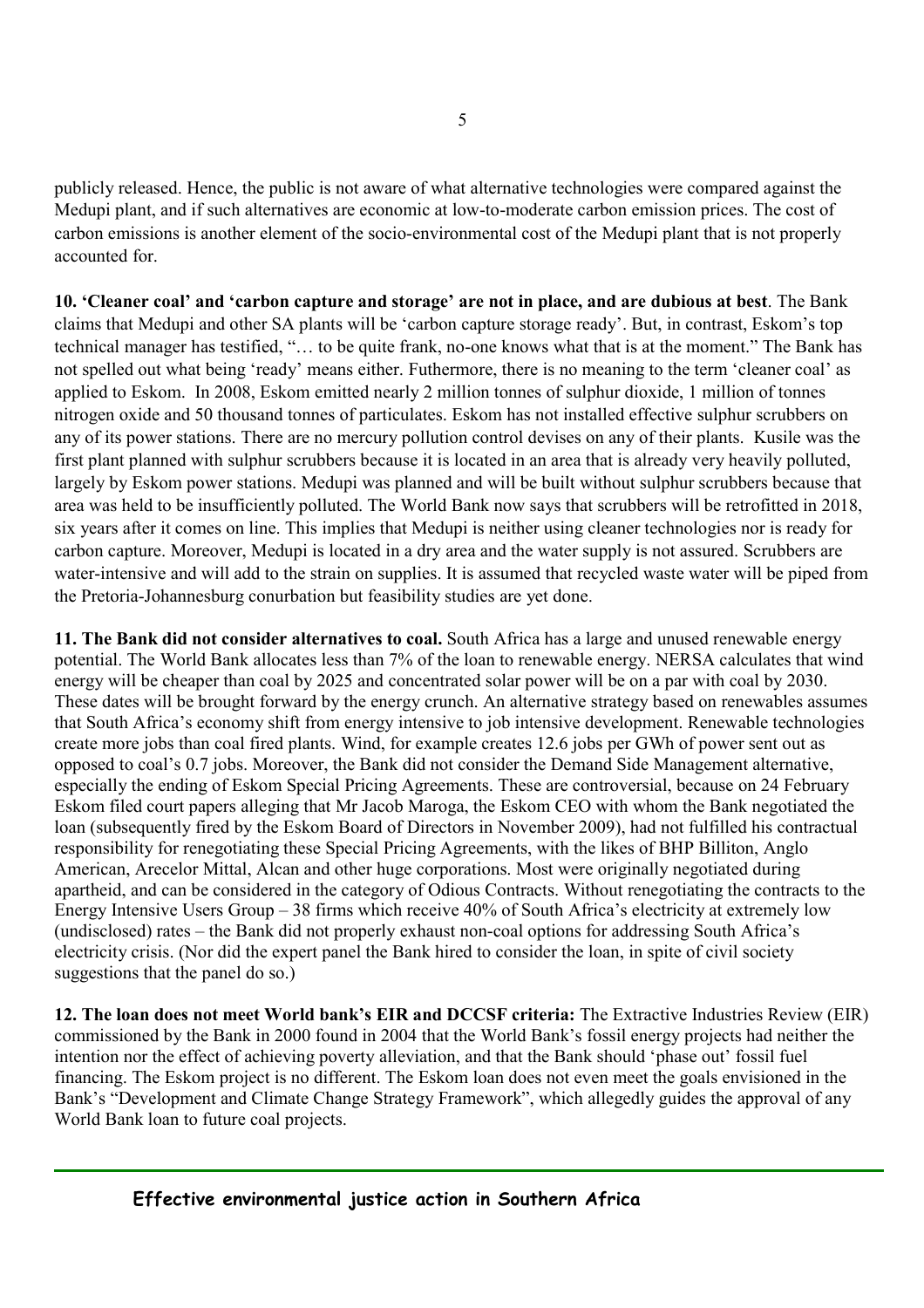publicly released. Hence, the public is not aware of what alternative technologies were compared against the Medupi plant, and if such alternatives are economic at low-to-moderate carbon emission prices. The cost of carbon emissions is another element of the socio-environmental cost of the Medupi plant that is not properly accounted for.

**10. 'Cleaner coal' and 'carbon capture and storage' are not in place, and are dubious at best**. The Bank claims that Medupi and other SA plants will be 'carbon capture storage ready'. But, in contrast, Eskom's top technical manager has testified, "… to be quite frank, no-one knows what that is at the moment." The Bank has not spelled out what being 'ready' means either. Futhermore, there is no meaning to the term 'cleaner coal' as applied to Eskom. In 2008, Eskom emitted nearly 2 million tonnes of sulphur dioxide, 1 million of tonnes nitrogen oxide and 50 thousand tonnes of particulates. Eskom has not installed effective sulphur scrubbers on any of its power stations. There are no mercury pollution control devises on any of their plants. Kusile was the first plant planned with sulphur scrubbers because it is located in an area that is already very heavily polluted, largely by Eskom power stations. Medupi was planned and will be built without sulphur scrubbers because that area was held to be insufficiently polluted. The World Bank now says that scrubbers will be retrofitted in 2018, six years after it comes on line. This implies that Medupi is neither using cleaner technologies nor is ready for carbon capture. Moreover, Medupi is located in a dry area and the water supply is not assured. Scrubbers are water-intensive and will add to the strain on supplies. It is assumed that recycled waste water will be piped from the Pretoria-Johannesburg conurbation but feasibility studies are yet done.

**11. The Bank did not consider alternatives to coal.** South Africa has a large and unused renewable energy potential. The World Bank allocates less than 7% of the loan to renewable energy. NERSA calculates that wind energy will be cheaper than coal by 2025 and concentrated solar power will be on a par with coal by 2030. These dates will be brought forward by the energy crunch. An alternative strategy based on renewables assumes that South Africa's economy shift from energy intensive to job intensive development. Renewable technologies create more jobs than coal fired plants. Wind, for example creates 12.6 jobs per GWh of power sent out as opposed to coal's 0.7 jobs. Moreover, the Bank did not consider the Demand Side Management alternative, especially the ending of Eskom Special Pricing Agreements. These are controversial, because on 24 February Eskom filed court papers alleging that Mr Jacob Maroga, the Eskom CEO with whom the Bank negotiated the loan (subsequently fired by the Eskom Board of Directors in November 2009), had not fulfilled his contractual responsibility for renegotiating these Special Pricing Agreements, with the likes of BHP Billiton, Anglo American, Arecelor Mittal, Alcan and other huge corporations. Most were originally negotiated during apartheid, and can be considered in the category of Odious Contracts. Without renegotiating the contracts to the Energy Intensive Users Group – 38 firms which receive 40% of South Africa's electricity at extremely low (undisclosed) rates – the Bank did not properly exhaust non-coal options for addressing South Africa's electricity crisis. (Nor did the expert panel the Bank hired to consider the loan, in spite of civil society suggestions that the panel do so.)

**12. The loan does not meet World bank's EIR and DCCSF criteria:** The Extractive Industries Review (EIR) commissioned by the Bank in 2000 found in 2004 that the World Bank's fossil energy projects had neither the intention nor the effect of achieving poverty alleviation, and that the Bank should 'phase out' fossil fuel financing. The Eskom project is no different. The Eskom loan does not even meet the goals envisioned in the Bank's "Development and Climate Change Strategy Framework", which allegedly guides the approval of any World Bank loan to future coal projects.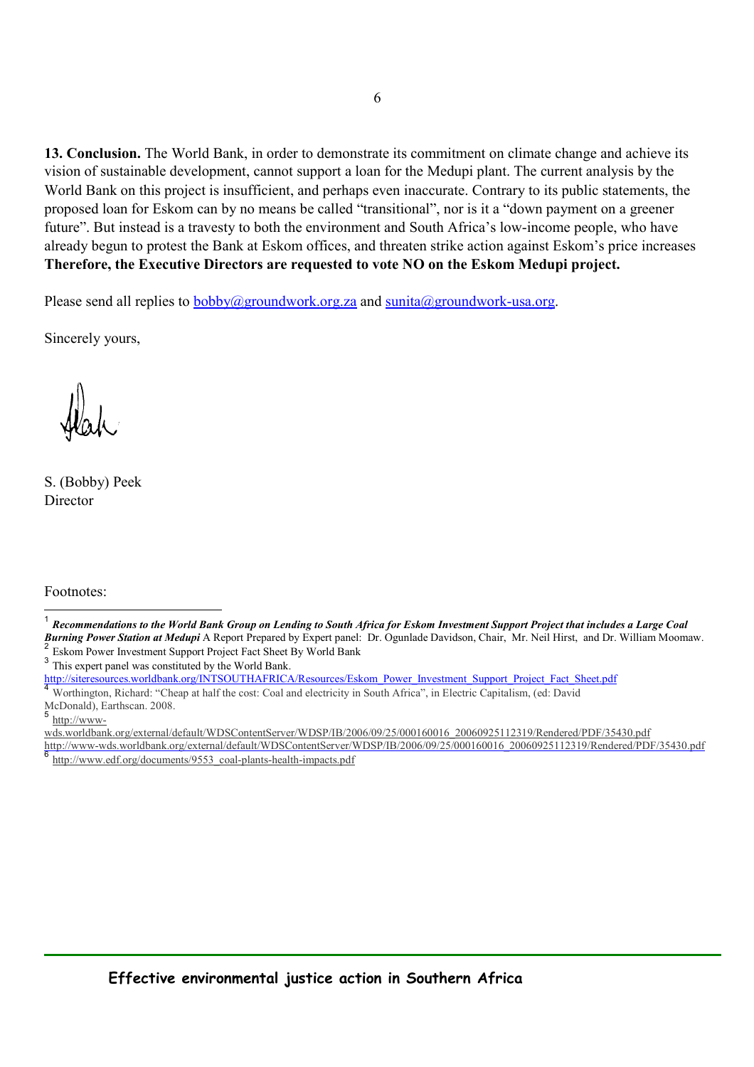**13. Conclusion.** The World Bank, in order to demonstrate its commitment on climate change and achieve its vision of sustainable development, cannot support a loan for the Medupi plant. The current analysis by the World Bank on this project is insufficient, and perhaps even inaccurate. Contrary to its public statements, the proposed loan for Eskom can by no means be called "transitional", nor is it a "down payment on a greener future". But instead is a travesty to both the environment and South Africa's low-income people, who have already begun to protest the Bank at Eskom offices, and threaten strike action against Eskom's price increases **Therefore, the Executive Directors are requested to vote NO on the Eskom Medupi project.**

Please send all replies to bobby@groundwork.org.za and sunita@groundwork-usa.org.

Sincerely yours,

S. (Bobby) Peek
Director

Footnotes:

---

[1] ***Recommendations to the World Bank Group on Lending to South Africa for Eskom Investment Support Project that includes a Large Coal Burning Power Station at Medupi*** A Report Prepared by Expert panel: Dr. Ogunlade Davidson, Chair, Mr. Neil Hirst, and Dr. William Moomaw.

[2] Eskom Power Investment Support Project Fact Sheet By World Bank

[3] This expert panel was constituted by the World Bank.
http://siteresources.worldbank.org/INTSOUTHAFRICA/Resources/Eskom_Power_Investment_Support_Project_Fact_Sheet.pdf

[4] Worthington, Richard: "Cheap at half the cost: Coal and electricity in South Africa", in Electric Capitalism, (ed: David McDonald), Earthscan. 2008.

[5] http://www-wds.worldbank.org/external/default/WDSContentServer/WDSP/IB/2006/09/25/000160016_20060925112319/Rendered/PDF/35430.pdf
http://www-wds.worldbank.org/external/default/WDSContentServer/WDSP/IB/2006/09/25/000160016_20060925112319/Rendered/PDF/35430.pdf

[6] http://www.edf.org/documents/9553_coal-plants-health-impacts.pdf

**Effective environmental justice action in Southern Africa**